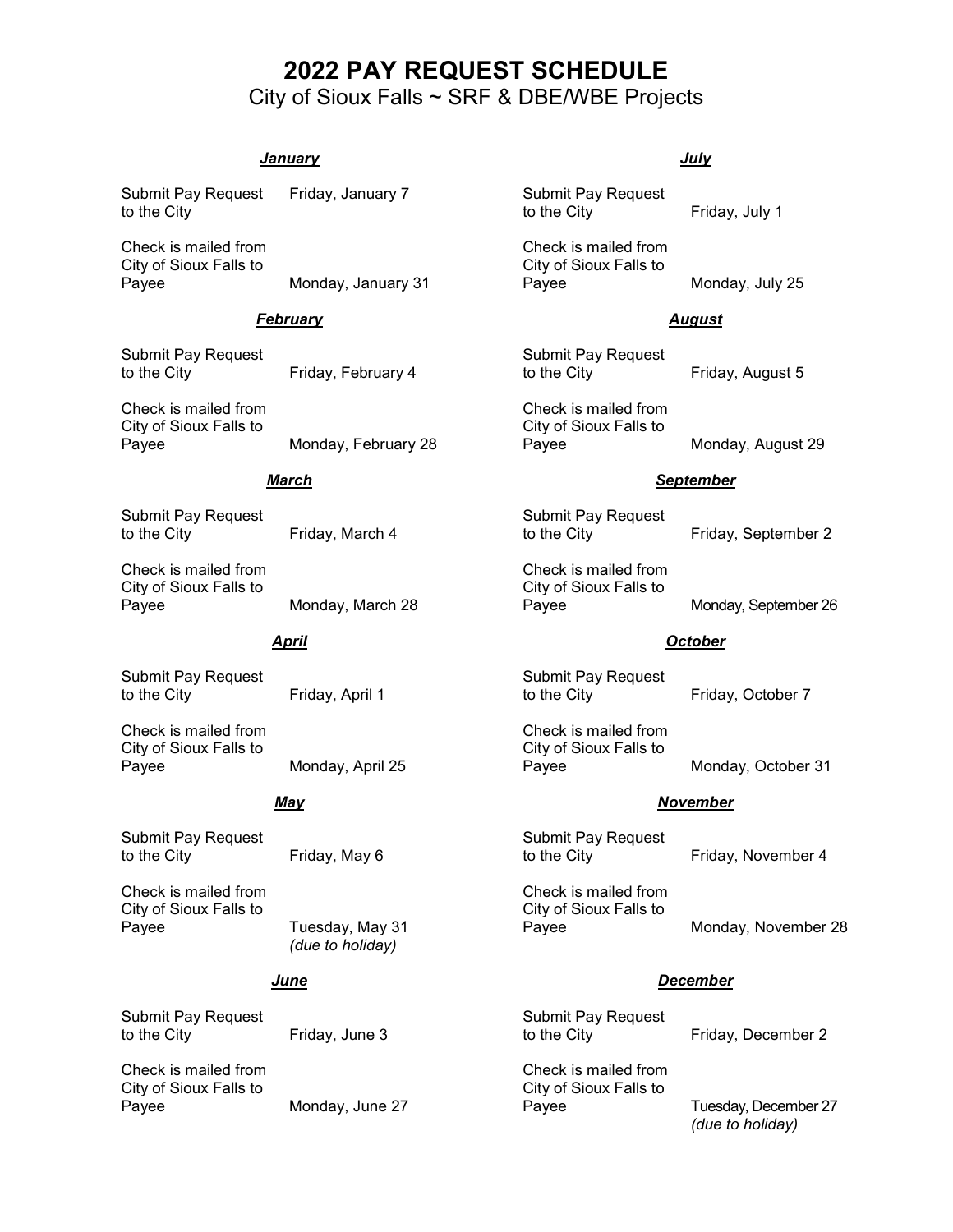# 2022 PAY REQUEST SCHEDULE

City of Sioux Falls ~ SRF & DBE/WBE Projects

***January***

| | |
|---|---|
| Submit Pay Request to the City | Friday, January 7 |
| Check is mailed from City of Sioux Falls to Payee | Monday, January 31 |

***February***

| | |
|---|---|
| Submit Pay Request to the City | Friday, February 4 |
| Check is mailed from City of Sioux Falls to Payee | Monday, February 28 |

***March***

| | |
|---|---|
| Submit Pay Request to the City | Friday, March 4 |
| Check is mailed from City of Sioux Falls to Payee | Monday, March 28 |

***April***

| | |
|---|---|
| Submit Pay Request to the City | Friday, April 1 |
| Check is mailed from City of Sioux Falls to Payee | Monday, April 25 |

***May***

| | |
|---|---|
| Submit Pay Request to the City | Friday, May 6 |
| Check is mailed from City of Sioux Falls to Payee | Tuesday, May 31 *(due to holiday)* |

***June***

| | |
|---|---|
| Submit Pay Request to the City | Friday, June 3 |
| Check is mailed from City of Sioux Falls to Payee | Monday, June 27 |

***July***

| | |
|---|---|
| Submit Pay Request to the City | Friday, July 1 |
| Check is mailed from City of Sioux Falls to Payee | Monday, July 25 |

***August***

| | |
|---|---|
| Submit Pay Request to the City | Friday, August 5 |
| Check is mailed from City of Sioux Falls to Payee | Monday, August 29 |

***September***

| | |
|---|---|
| Submit Pay Request to the City | Friday, September 2 |
| Check is mailed from City of Sioux Falls to Payee | Monday, September 26 |

***October***

| | |
|---|---|
| Submit Pay Request to the City | Friday, October 7 |
| Check is mailed from City of Sioux Falls to Payee | Monday, October 31 |

***November***

| | |
|---|---|
| Submit Pay Request to the City | Friday, November 4 |
| Check is mailed from City of Sioux Falls to Payee | Monday, November 28 |

***December***

| | |
|---|---|
| Submit Pay Request to the City | Friday, December 2 |
| Check is mailed from City of Sioux Falls to Payee | Tuesday, December 27 *(due to holiday)* |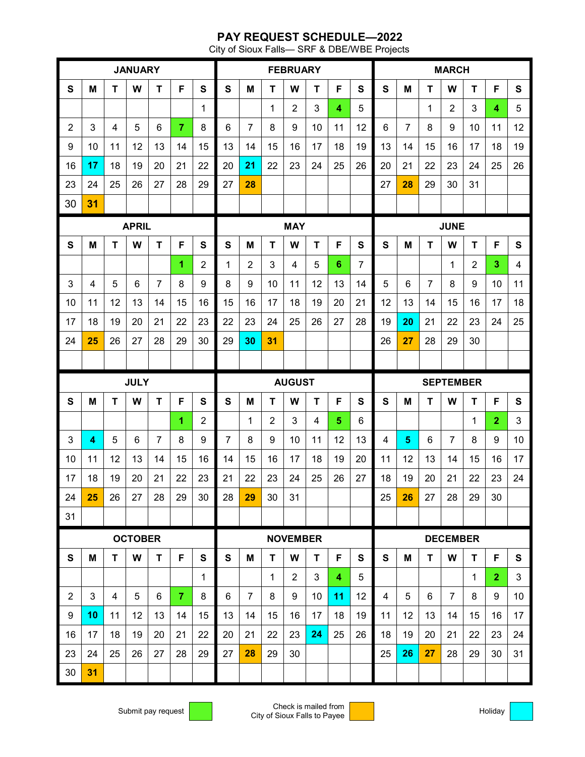# PAY REQUEST SCHEDULE—2022

City of Sioux Falls— SRF & DBE/WBE Projects

## JANUARY

| S | M | T | W | T | F | S |
|---|---|---|---|---|---|---|
| | | | | | | 1 |
| 2 | 3 | 4 | 5 | 6 | **7** | 8 |
| 9 | 10 | 11 | 12 | 13 | 14 | 15 |
| 16 | **17** | 18 | 19 | 20 | 21 | 22 |
| 23 | 24 | 25 | 26 | 27 | 28 | 29 |
| 30 | **31** | | | | | |

## FEBRUARY

| S | M | T | W | T | F | S |
|---|---|---|---|---|---|---|
| | | 1 | 2 | 3 | **4** | 5 |
| 6 | 7 | 8 | 9 | 10 | 11 | 12 |
| 13 | 14 | 15 | 16 | 17 | 18 | 19 |
| 20 | **21** | 22 | 23 | 24 | 25 | 26 |
| 27 | **28** | | | | | |

## MARCH

| S | M | T | W | T | F | S |
|---|---|---|---|---|---|---|
| | | 1 | 2 | 3 | **4** | 5 |
| 6 | 7 | 8 | 9 | 10 | 11 | 12 |
| 13 | 14 | 15 | 16 | 17 | 18 | 19 |
| 20 | 21 | 22 | 23 | 24 | 25 | 26 |
| 27 | **28** | 29 | 30 | 31 | | |

## APRIL

| S | M | T | W | T | F | S |
|---|---|---|---|---|---|---|
| | | | | | **1** | 2 |
| 3 | 4 | 5 | 6 | 7 | 8 | 9 |
| 10 | 11 | 12 | 13 | 14 | 15 | 16 |
| 17 | 18 | 19 | 20 | 21 | 22 | 23 |
| 24 | **25** | 26 | 27 | 28 | 29 | 30 |

## MAY

| S | M | T | W | T | F | S |
|---|---|---|---|---|---|---|
| 1 | 2 | 3 | 4 | 5 | **6** | 7 |
| 8 | 9 | 10 | 11 | 12 | 13 | 14 |
| 15 | 16 | 17 | 18 | 19 | 20 | 21 |
| 22 | 23 | 24 | 25 | 26 | 27 | 28 |
| 29 | **30** | **31** | | | | |

## JUNE

| S | M | T | W | T | F | S |
|---|---|---|---|---|---|---|
| | | | 1 | 2 | **3** | 4 |
| 5 | 6 | 7 | 8 | 9 | 10 | 11 |
| 12 | 13 | 14 | 15 | 16 | 17 | 18 |
| 19 | **20** | 21 | 22 | 23 | 24 | 25 |
| 26 | **27** | 28 | 29 | 30 | | |

## JULY

| S | M | T | W | T | F | S |
|---|---|---|---|---|---|---|
| | | | | | **1** | 2 |
| 3 | **4** | 5 | 6 | 7 | 8 | 9 |
| 10 | 11 | 12 | 13 | 14 | 15 | 16 |
| 17 | 18 | 19 | 20 | 21 | 22 | 23 |
| 24 | **25** | 26 | 27 | 28 | 29 | 30 |
| 31 | | | | | | |

## AUGUST

| S | M | T | W | T | F | S |
|---|---|---|---|---|---|---|
| | 1 | 2 | 3 | 4 | **5** | 6 |
| 7 | 8 | 9 | 10 | 11 | 12 | 13 |
| 14 | 15 | 16 | 17 | 18 | 19 | 20 |
| 21 | 22 | 23 | 24 | 25 | 26 | 27 |
| 28 | **29** | 30 | 31 | | | |

## SEPTEMBER

| S | M | T | W | T | F | S |
|---|---|---|---|---|---|---|
| | | | | 1 | **2** | 3 |
| 4 | **5** | 6 | 7 | 8 | 9 | 10 |
| 11 | 12 | 13 | 14 | 15 | 16 | 17 |
| 18 | 19 | 20 | 21 | 22 | 23 | 24 |
| 25 | **26** | 27 | 28 | 29 | 30 | |

## OCTOBER

| S | M | T | W | T | F | S |
|---|---|---|---|---|---|---|
| | | | | | | 1 |
| 2 | 3 | 4 | 5 | 6 | **7** | 8 |
| 9 | **10** | 11 | 12 | 13 | 14 | 15 |
| 16 | 17 | 18 | 19 | 20 | 21 | 22 |
| 23 | 24 | 25 | 26 | 27 | 28 | 29 |
| 30 | **31** | | | | | |

## NOVEMBER

| S | M | T | W | T | F | S |
|---|---|---|---|---|---|---|
| | | 1 | 2 | 3 | **4** | 5 |
| 6 | 7 | 8 | 9 | 10 | **11** | 12 |
| 13 | 14 | 15 | 16 | 17 | 18 | 19 |
| 20 | 21 | 22 | 23 | **24** | 25 | 26 |
| 27 | **28** | 29 | 30 | | | |

## DECEMBER

| S | M | T | W | T | F | S |
|---|---|---|---|---|---|---|
| | | | | 1 | **2** | 3 |
| 4 | 5 | 6 | 7 | 8 | 9 | 10 |
| 11 | 12 | 13 | 14 | 15 | 16 | 17 |
| 18 | 19 | 20 | 21 | 22 | 23 | 24 |
| 25 | **26** | **27** | 28 | 29 | 30 | 31 |

Submit pay request

Check is mailed from City of Sioux Falls to Payee

Holiday